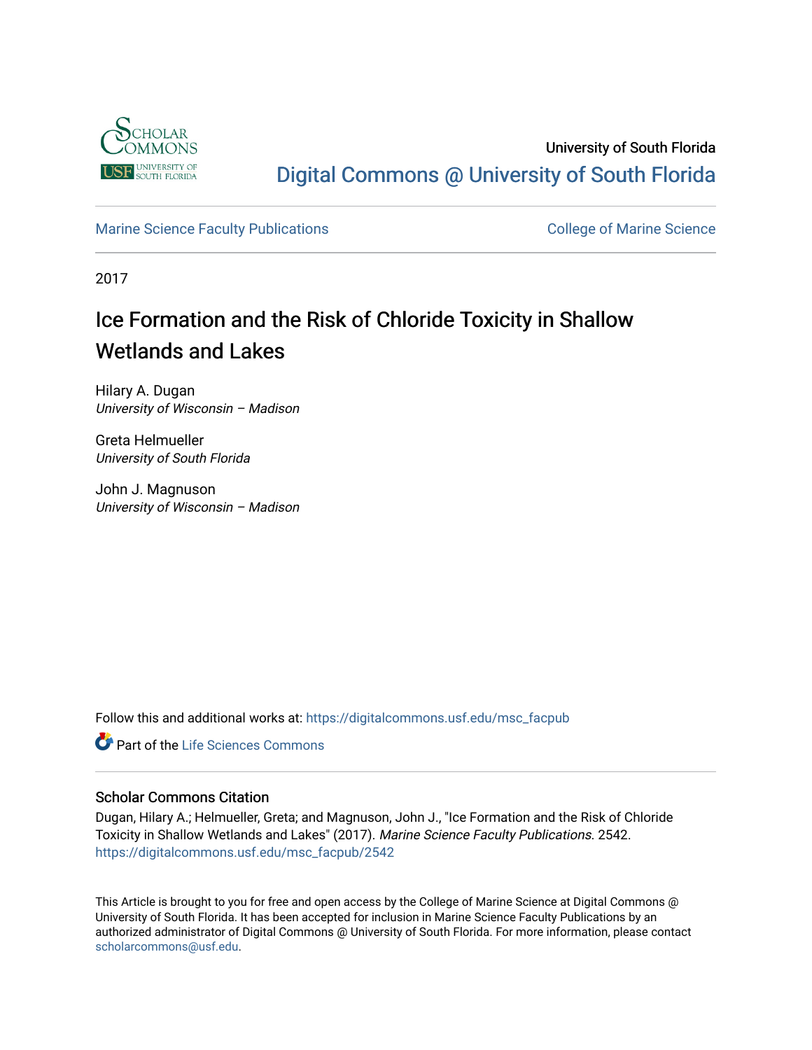University of South Florida

Digital Commons @ University of South Florida

Marine Science Faculty Publications

College of Marine Science

2017

# Ice Formation and the Risk of Chloride Toxicity in Shallow Wetlands and Lakes

Hilary A. Dugan
*University of Wisconsin – Madison*

Greta Helmueller
*University of South Florida*

John J. Magnuson
*University of Wisconsin – Madison*

Follow this and additional works at: https://digitalcommons.usf.edu/msc_facpub

Part of the Life Sciences Commons

## Scholar Commons Citation

Dugan, Hilary A.; Helmueller, Greta; and Magnuson, John J., "Ice Formation and the Risk of Chloride Toxicity in Shallow Wetlands and Lakes" (2017). *Marine Science Faculty Publications*. 2542.
https://digitalcommons.usf.edu/msc_facpub/2542

This Article is brought to you for free and open access by the College of Marine Science at Digital Commons @ University of South Florida. It has been accepted for inclusion in Marine Science Faculty Publications by an authorized administrator of Digital Commons @ University of South Florida. For more information, please contact scholarcommons@usf.edu.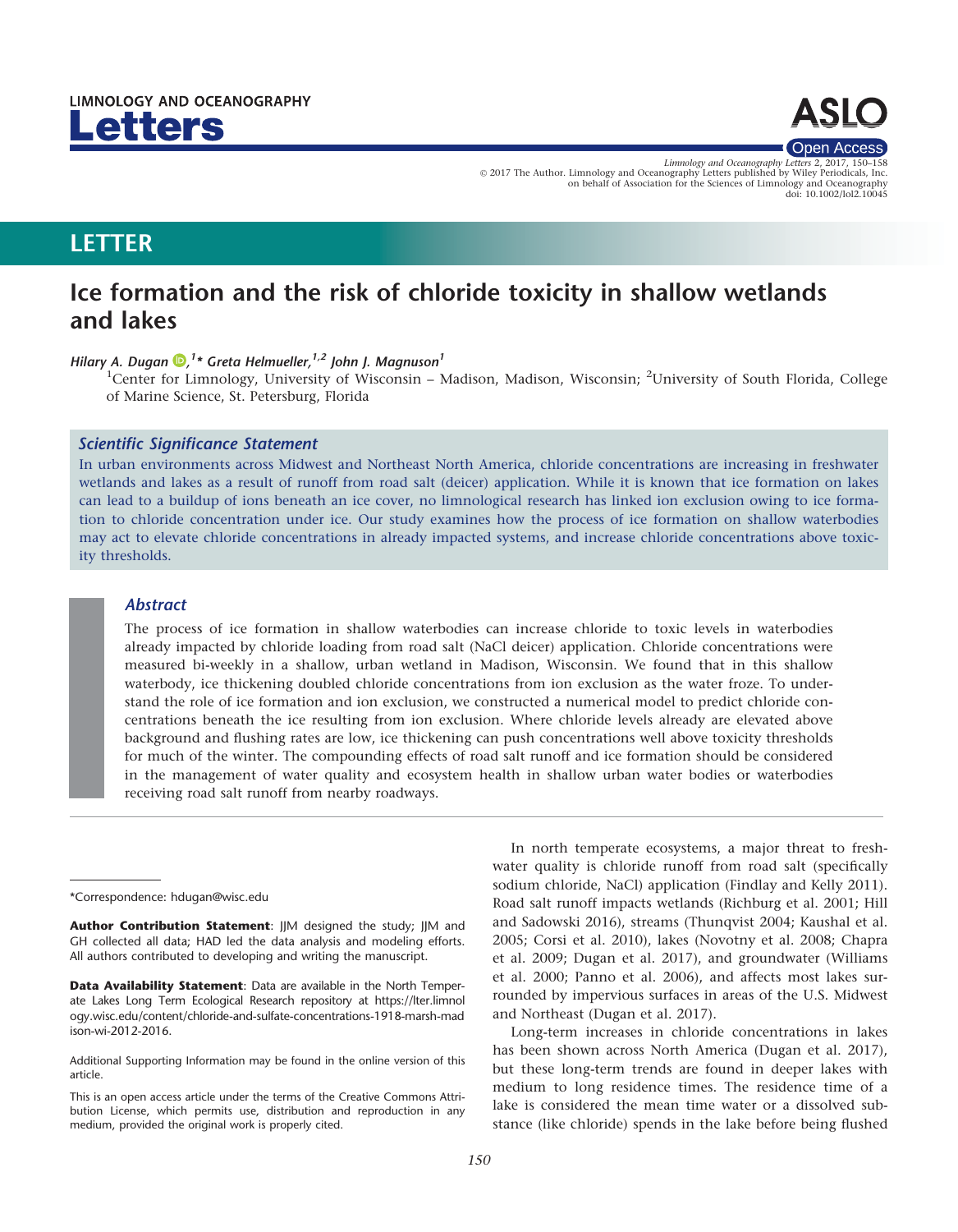LIMNOLOGY AND OCEANOGRAPHY

# Letters

# LETTER

# Ice formation and the risk of chloride toxicity in shallow wetlands and lakes

*Hilary A. Dugan*[1]*, *Greta Helmueller*[1,2] *John J. Magnuson*[1]

[1]Center for Limnology, University of Wisconsin – Madison, Madison, Wisconsin; [2]University of South Florida, College of Marine Science, St. Petersburg, Florida

### *Scientific Significance Statement*

In urban environments across Midwest and Northeast North America, chloride concentrations are increasing in freshwater wetlands and lakes as a result of runoff from road salt (deicer) application. While it is known that ice formation on lakes can lead to a buildup of ions beneath an ice cover, no limnological research has linked ion exclusion owing to ice formation to chloride concentration under ice. Our study examines how the process of ice formation on shallow waterbodies may act to elevate chloride concentrations in already impacted systems, and increase chloride concentrations above toxicity thresholds.

### *Abstract*

The process of ice formation in shallow waterbodies can increase chloride to toxic levels in waterbodies already impacted by chloride loading from road salt (NaCl deicer) application. Chloride concentrations were measured bi-weekly in a shallow, urban wetland in Madison, Wisconsin. We found that in this shallow waterbody, ice thickening doubled chloride concentrations from ion exclusion as the water froze. To understand the role of ice formation and ion exclusion, we constructed a numerical model to predict chloride concentrations beneath the ice resulting from ion exclusion. Where chloride levels already are elevated above background and flushing rates are low, ice thickening can push concentrations well above toxicity thresholds for much of the winter. The compounding effects of road salt runoff and ice formation should be considered in the management of water quality and ecosystem health in shallow urban water bodies or waterbodies receiving road salt runoff from nearby roadways.

In north temperate ecosystems, a major threat to freshwater quality is chloride runoff from road salt (specifically sodium chloride, NaCl) application (Findlay and Kelly 2011). Road salt runoff impacts wetlands (Richburg et al. 2001; Hill and Sadowski 2016), streams (Thunqvist 2004; Kaushal et al. 2005; Corsi et al. 2010), lakes (Novotny et al. 2008; Chapra et al. 2009; Dugan et al. 2017), and groundwater (Williams et al. 2000; Panno et al. 2006), and affects most lakes surrounded by impervious surfaces in areas of the U.S. Midwest and Northeast (Dugan et al. 2017).

Long-term increases in chloride concentrations in lakes has been shown across North America (Dugan et al. 2017), but these long-term trends are found in deeper lakes with medium to long residence times. The residence time of a lake is considered the mean time water or a dissolved substance (like chloride) spends in the lake before being flushed

*Correspondence: hdugan@wisc.edu

**Author Contribution Statement**: JJM designed the study; JJM and GH collected all data; HAD led the data analysis and modeling efforts. All authors contributed to developing and writing the manuscript.

**Data Availability Statement**: Data are available in the North Temperate Lakes Long Term Ecological Research repository at https://lter.limnology.wisc.edu/content/chloride-and-sulfate-concentrations-1918-marsh-madison-wi-2012-2016.

Additional Supporting Information may be found in the online version of this article.

This is an open access article under the terms of the Creative Commons Attribution License, which permits use, distribution and reproduction in any medium, provided the original work is properly cited.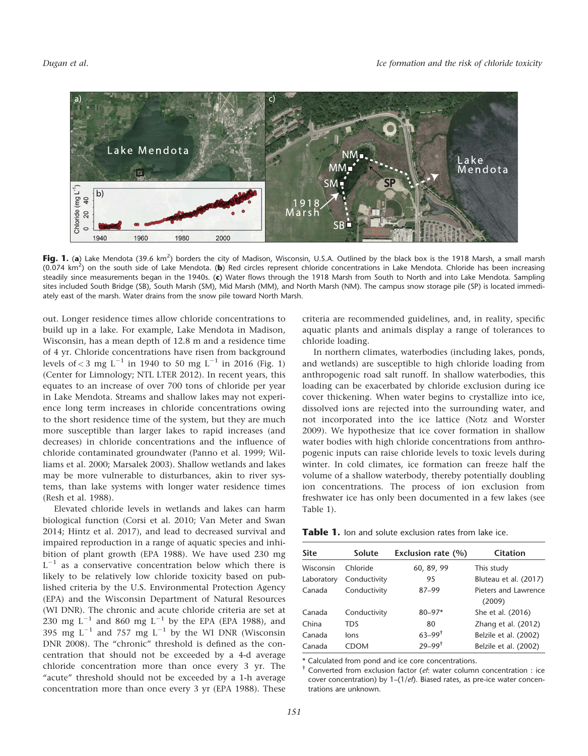**Fig. 1.** (**a**) Lake Mendota (39.6 km$^2$) borders the city of Madison, Wisconsin, U.S.A. Outlined by the black box is the 1918 Marsh, a small marsh (0.074 km$^2$) on the south side of Lake Mendota. (**b**) Red circles represent chloride concentrations in Lake Mendota. Chloride has been increasing steadily since measurements began in the 1940s. (**c**) Water flows through the 1918 Marsh from South to North and into Lake Mendota. Sampling sites included South Bridge (SB), South Marsh (SM), Mid Marsh (MM), and North Marsh (NM). The campus snow storage pile (SP) is located immediately east of the marsh. Water drains from the snow pile toward North Marsh.

out. Longer residence times allow chloride concentrations to build up in a lake. For example, Lake Mendota in Madison, Wisconsin, has a mean depth of 12.8 m and a residence time of 4 yr. Chloride concentrations have risen from background levels of < 3 mg L$^{-1}$ in 1940 to 50 mg L$^{-1}$ in 2016 (Fig. 1) (Center for Limnology; NTL LTER 2012). In recent years, this equates to an increase of over 700 tons of chloride per year in Lake Mendota. Streams and shallow lakes may not experience long term increases in chloride concentrations owing to the short residence time of the system, but they are much more susceptible than larger lakes to rapid increases (and decreases) in chloride concentrations and the influence of chloride contaminated groundwater (Panno et al. 1999; Williams et al. 2000; Marsalek 2003). Shallow wetlands and lakes may be more vulnerable to disturbances, akin to river systems, than lake systems with longer water residence times (Resh et al. 1988).

Elevated chloride levels in wetlands and lakes can harm biological function (Corsi et al. 2010; Van Meter and Swan 2014; Hintz et al. 2017), and lead to decreased survival and impaired reproduction in a range of aquatic species and inhibition of plant growth (EPA 1988). We have used 230 mg L$^{-1}$ as a conservative concentration below which there is likely to be relatively low chloride toxicity based on published criteria by the U.S. Environmental Protection Agency (EPA) and the Wisconsin Department of Natural Resources (WI DNR). The chronic and acute chloride criteria are set at 230 mg L$^{-1}$ and 860 mg L$^{-1}$ by the EPA (EPA 1988), and 395 mg L$^{-1}$ and 757 mg L$^{-1}$ by the WI DNR (Wisconsin DNR 2008). The "chronic" threshold is defined as the concentration that should not be exceeded by a 4-d average chloride concentration more than once every 3 yr. The "acute" threshold should not be exceeded by a 1-h average concentration more than once every 3 yr (EPA 1988). These criteria are recommended guidelines, and, in reality, specific aquatic plants and animals display a range of tolerances to chloride loading.

In northern climates, waterbodies (including lakes, ponds, and wetlands) are susceptible to high chloride loading from anthropogenic road salt runoff. In shallow waterbodies, this loading can be exacerbated by chloride exclusion during ice cover thickening. When water begins to crystallize into ice, dissolved ions are rejected into the surrounding water, and not incorporated into the ice lattice (Notz and Worster 2009). We hypothesize that ice cover formation in shallow water bodies with high chloride concentrations from anthropogenic inputs can raise chloride levels to toxic levels during winter. In cold climates, ice formation can freeze half the volume of a shallow waterbody, thereby potentially doubling ion concentrations. The process of ion exclusion from freshwater ice has only been documented in a few lakes (see Table 1).

**Table 1.** Ion and solute exclusion rates from lake ice.

| Site | Solute | Exclusion rate (%) | Citation |
|---|---|---|---|
| Wisconsin | Chloride | 60, 89, 99 | This study |
| Laboratory | Conductivity | 95 | Bluteau et al. (2017) |
| Canada | Conductivity | 87–99 | Pieters and Lawrence (2009) |
| Canada | Conductivity | 80–97* | She et al. (2016) |
| China | TDS | 80 | Zhang et al. (2012) |
| Canada | Ions | 63–99† | Belzile et al. (2002) |
| Canada | CDOM | 29–99† | Belzile et al. (2002) |

\* Calculated from pond and ice core concentrations.

† Converted from exclusion factor (*ef*: water column concentration : ice cover concentration) by 1–(1/*ef*). Biased rates, as pre-ice water concentrations are unknown.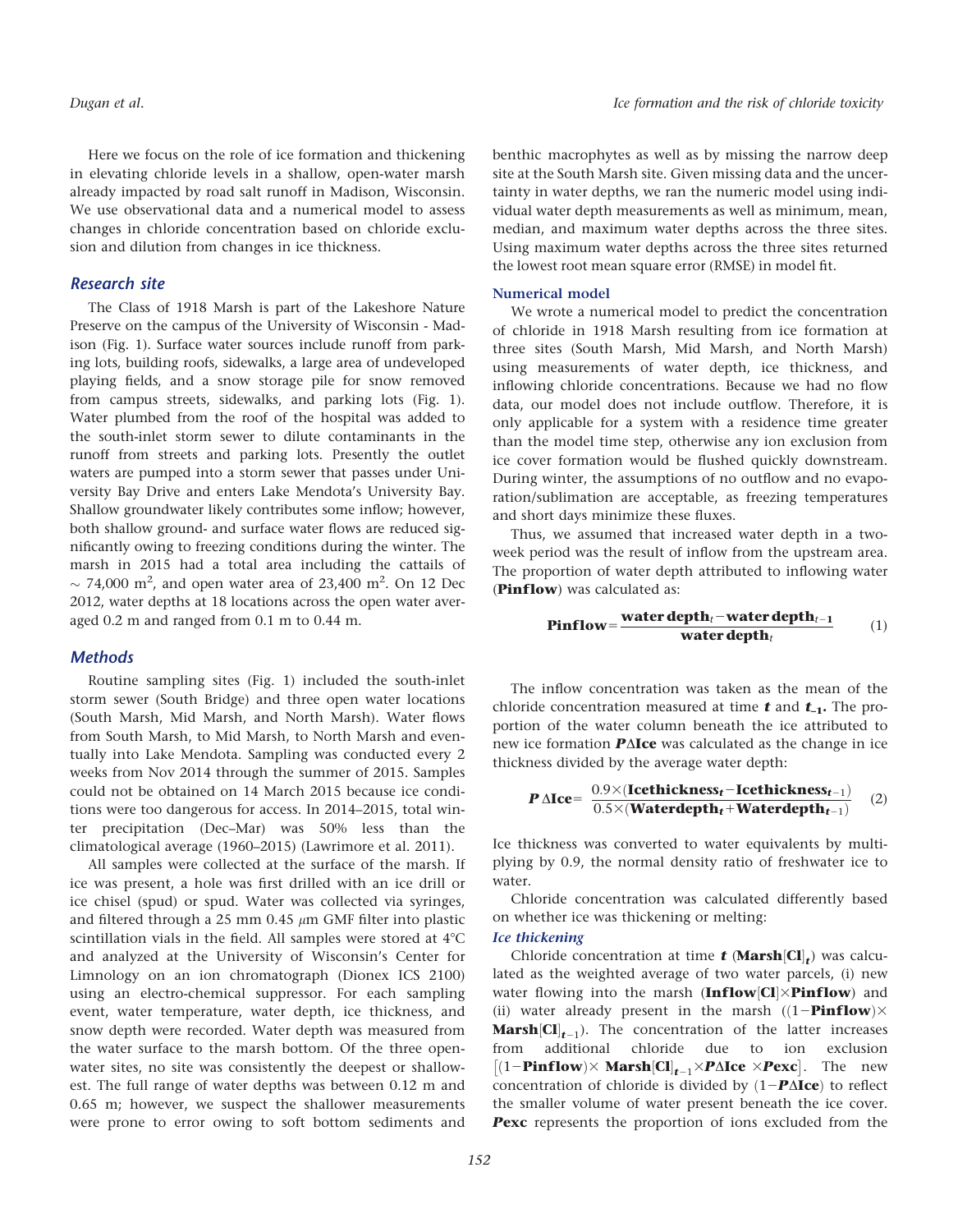Here we focus on the role of ice formation and thickening in elevating chloride levels in a shallow, open-water marsh already impacted by road salt runoff in Madison, Wisconsin. We use observational data and a numerical model to assess changes in chloride concentration based on chloride exclusion and dilution from changes in ice thickness.

## Research site

The Class of 1918 Marsh is part of the Lakeshore Nature Preserve on the campus of the University of Wisconsin - Madison (Fig. 1). Surface water sources include runoff from parking lots, building roofs, sidewalks, a large area of undeveloped playing fields, and a snow storage pile for snow removed from campus streets, sidewalks, and parking lots (Fig. 1). Water plumbed from the roof of the hospital was added to the south-inlet storm sewer to dilute contaminants in the runoff from streets and parking lots. Presently the outlet waters are pumped into a storm sewer that passes under University Bay Drive and enters Lake Mendota's University Bay. Shallow groundwater likely contributes some inflow; however, both shallow ground- and surface water flows are reduced significantly owing to freezing conditions during the winter. The marsh in 2015 had a total area including the cattails of $\sim$ 74,000 $m^2$, and open water area of 23,400 $m^2$. On 12 Dec 2012, water depths at 18 locations across the open water averaged 0.2 m and ranged from 0.1 m to 0.44 m.

## Methods

Routine sampling sites (Fig. 1) included the south-inlet storm sewer (South Bridge) and three open water locations (South Marsh, Mid Marsh, and North Marsh). Water flows from South Marsh, to Mid Marsh, to North Marsh and eventually into Lake Mendota. Sampling was conducted every 2 weeks from Nov 2014 through the summer of 2015. Samples could not be obtained on 14 March 2015 because ice conditions were too dangerous for access. In 2014–2015, total winter precipitation (Dec–Mar) was 50% less than the climatological average (1960–2015) (Lawrimore et al. 2011).

All samples were collected at the surface of the marsh. If ice was present, a hole was first drilled with an ice drill or ice chisel (spud) or spud. Water was collected via syringes, and filtered through a 25 mm 0.45 $\mu$m GMF filter into plastic scintillation vials in the field. All samples were stored at 4°C and analyzed at the University of Wisconsin's Center for Limnology on an ion chromatograph (Dionex ICS 2100) using an electro-chemical suppressor. For each sampling event, water temperature, water depth, ice thickness, and snow depth were recorded. Water depth was measured from the water surface to the marsh bottom. Of the three open-water sites, no site was consistently the deepest or shallowest. The full range of water depths was between 0.12 m and 0.65 m; however, we suspect the shallower measurements were prone to error owing to soft bottom sediments and benthic macrophytes as well as by missing the narrow deep site at the South Marsh site. Given missing data and the uncertainty in water depths, we ran the numeric model using individual water depth measurements as well as minimum, mean, median, and maximum water depths across the three sites. Using maximum water depths across the three sites returned the lowest root mean square error (RMSE) in model fit.

### Numerical model

We wrote a numerical model to predict the concentration of chloride in 1918 Marsh resulting from ice formation at three sites (South Marsh, Mid Marsh, and North Marsh) using measurements of water depth, ice thickness, and inflowing chloride concentrations. Because we had no flow data, our model does not include outflow. Therefore, it is only applicable for a system with a residence time greater than the model time step, otherwise any ion exclusion from ice cover formation would be flushed quickly downstream. During winter, the assumptions of no outflow and no evaporation/sublimation are acceptable, as freezing temperatures and short days minimize these fluxes.

Thus, we assumed that increased water depth in a two-week period was the result of inflow from the upstream area. The proportion of water depth attributed to inflowing water (**Pinflow**) was calculated as:

$$\textbf{Pinflow} = \frac{\textbf{water depth}_t - \textbf{water depth}_{t-1}}{\textbf{water depth}_t} \qquad (1)$$

The inflow concentration was taken as the mean of the chloride concentration measured at time $t$ and $t_{-1}$. The proportion of the water column beneath the ice attributed to new ice formation $P\Delta\textbf{Ice}$ was calculated as the change in ice thickness divided by the average water depth:

$$P\,\Delta\textbf{Ice} = \frac{0.9\times(\textbf{Icethickness}_t - \textbf{Icethickness}_{t-1})}{0.5\times(\textbf{Waterdepth}_t + \textbf{Waterdepth}_{t-1})} \qquad (2)$$

Ice thickness was converted to water equivalents by multiplying by 0.9, the normal density ratio of freshwater ice to water.

Chloride concentration was calculated differently based on whether ice was thickening or melting:

#### *Ice thickening*

Chloride concentration at time $t$ ($\textbf{Marsh[Cl]}_t$) was calculated as the weighted average of two water parcels, (i) new water flowing into the marsh ($\textbf{Inflow[Cl]}\times\textbf{Pinflow}$) and (ii) water already present in the marsh ($(1-\textbf{Pinflow})\times\textbf{Marsh[Cl]}_{t-1}$). The concentration of the latter increases from additional chloride due to ion exclusion $[(1-\textbf{Pinflow})\times\ \textbf{Marsh[Cl]}_{t-1}\times P\Delta\textbf{Ice}\ \times P\textbf{exc}]$. The new concentration of chloride is divided by $(1-P\Delta\textbf{Ice})$ to reflect the smaller volume of water present beneath the ice cover. $P\textbf{exc}$ represents the proportion of ions excluded from the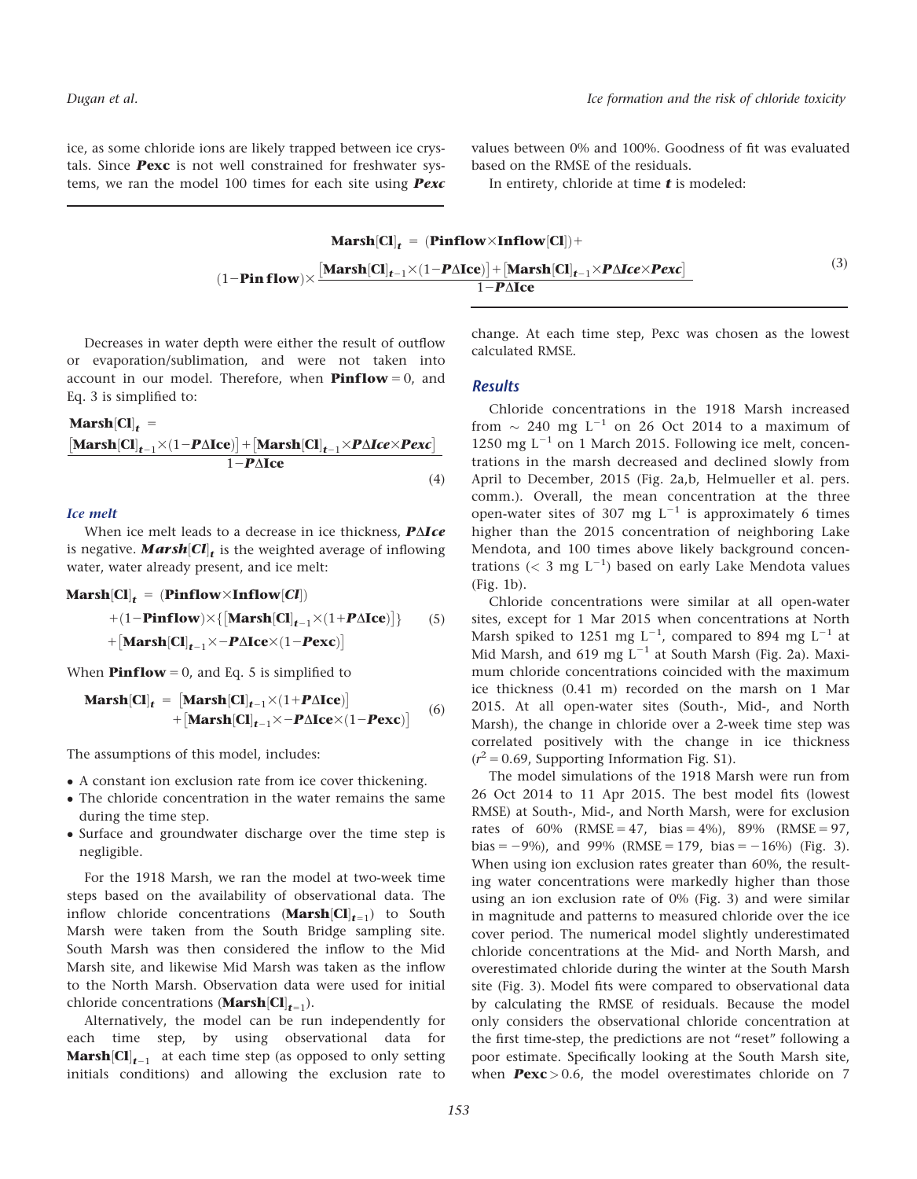ice, as some chloride ions are likely trapped between ice crystals. Since ***Pexc*** is not well constrained for freshwater systems, we ran the model 100 times for each site using ***Pexc*** values between 0% and 100%. Goodness of fit was evaluated based on the RMSE of the residuals.

In entirety, chloride at time $t$ is modeled:

$$\mathbf{Marsh[Cl]}_t = (\mathbf{Pinflow} \times \mathbf{Inflow[Cl]}) + (1 - \mathbf{Pin\,flow}) \times \frac{[\mathbf{Marsh[Cl]}_{t-1} \times (1 - P\Delta\mathbf{Ice})] + [\mathbf{Marsh[Cl]}_{t-1} \times P\Delta Ice \times Pexc]}{1 - P\Delta\mathbf{Ice}} \tag{3}$$

Decreases in water depth were either the result of outflow or evaporation/sublimation, and were not taken into account in our model. Therefore, when **Pinflow** = 0, and Eq. 3 is simplified to:

$$\mathbf{Marsh[Cl]}_t = \frac{[\mathbf{Marsh[Cl]}_{t-1} \times (1 - P\Delta\mathbf{Ice})] + [\mathbf{Marsh[Cl]}_{t-1} \times P\Delta Ice \times Pexc]}{1 - P\Delta\mathbf{Ice}} \tag{4}$$

### *Ice melt*

When ice melt leads to a decrease in ice thickness, $P\Delta Ice$ is negative. $Marsh[Cl]_t$ is the weighted average of inflowing water, water already present, and ice melt:

$$\begin{aligned}\mathbf{Marsh[Cl]}_t = {} & (\mathbf{Pinflow} \times \mathbf{Inflow}[Cl]) \\ & + (1 - \mathbf{Pinflow}) \times \{[\mathbf{Marsh[Cl]}_{t-1} \times (1 + P\Delta\mathbf{Ice})]\} \\ & + [\mathbf{Marsh[Cl]}_{t-1} \times -P\Delta\mathbf{Ice} \times (1 - \mathbf{Pexc})]\end{aligned} \tag{5}$$

When **Pinflow** = 0, and Eq. 5 is simplified to

$$\begin{aligned}\mathbf{Marsh[Cl]}_t = {} & [\mathbf{Marsh[Cl]}_{t-1} \times (1 + P\Delta\mathbf{Ice})] \\ & + [\mathbf{Marsh[Cl]}_{t-1} \times -P\Delta\mathbf{Ice} \times (1 - \mathbf{Pexc})]\end{aligned} \tag{6}$$

The assumptions of this model, includes:

- A constant ion exclusion rate from ice cover thickening.
- The chloride concentration in the water remains the same during the time step.
- Surface and groundwater discharge over the time step is negligible.

For the 1918 Marsh, we ran the model at two-week time steps based on the availability of observational data. The inflow chloride concentrations ($\mathbf{Marsh[Cl]}_{t=1}$) to South Marsh were taken from the South Bridge sampling site. South Marsh was then considered the inflow to the Mid Marsh site, and likewise Mid Marsh was taken as the inflow to the North Marsh. Observation data were used for initial chloride concentrations ($\mathbf{Marsh[Cl]}_{t=1}$).

Alternatively, the model can be run independently for each time step, by using observational data for $\mathbf{Marsh[Cl]}_{t-1}$ at each time step (as opposed to only setting initials conditions) and allowing the exclusion rate to change. At each time step, Pexc was chosen as the lowest calculated RMSE.

## Results

Chloride concentrations in the 1918 Marsh increased from ~ 240 mg L$^{-1}$ on 26 Oct 2014 to a maximum of 1250 mg L$^{-1}$ on 1 March 2015. Following ice melt, concentrations in the marsh decreased and declined slowly from April to December, 2015 (Fig. 2a,b, Helmueller et al. pers. comm.). Overall, the mean concentration at the three open-water sites of 307 mg L$^{-1}$ is approximately 6 times higher than the 2015 concentration of neighboring Lake Mendota, and 100 times above likely background concentrations (< 3 mg L$^{-1}$) based on early Lake Mendota values (Fig. 1b).

Chloride concentrations were similar at all open-water sites, except for 1 Mar 2015 when concentrations at North Marsh spiked to 1251 mg L$^{-1}$, compared to 894 mg L$^{-1}$ at Mid Marsh, and 619 mg L$^{-1}$ at South Marsh (Fig. 2a). Maximum chloride concentrations coincided with the maximum ice thickness (0.41 m) recorded on the marsh on 1 Mar 2015. At all open-water sites (South-, Mid-, and North Marsh), the change in chloride over a 2-week time step was correlated positively with the change in ice thickness ($r^2 = 0.69$, Supporting Information Fig. S1).

The model simulations of the 1918 Marsh were run from 26 Oct 2014 to 11 Apr 2015. The best model fits (lowest RMSE) at South-, Mid-, and North Marsh, were for exclusion rates of 60% (RMSE = 47, bias = 4%), 89% (RMSE = 97, bias = −9%), and 99% (RMSE = 179, bias = −16%) (Fig. 3). When using ion exclusion rates greater than 60%, the resulting water concentrations were markedly higher than those using an ion exclusion rate of 0% (Fig. 3) and were similar in magnitude and patterns to measured chloride over the ice cover period. The numerical model slightly underestimated chloride concentrations at the Mid- and North Marsh, and overestimated chloride during the winter at the South Marsh site (Fig. 3). Model fits were compared to observational data by calculating the RMSE of residuals. Because the model only considers the observational chloride concentration at the first time-step, the predictions are not "reset" following a poor estimate. Specifically looking at the South Marsh site, when $Pexc > 0.6$, the model overestimates chloride on 7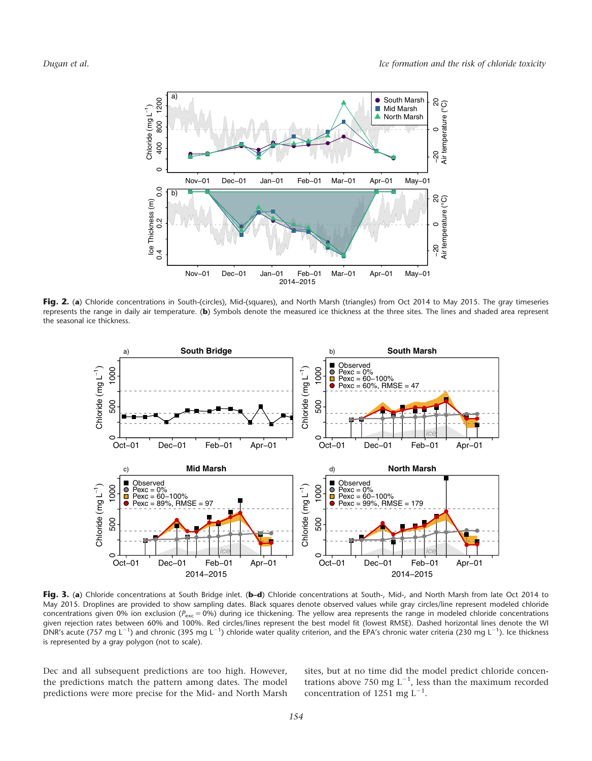**Fig. 2.** (**a**) Chloride concentrations in South-(circles), Mid-(squares), and North Marsh (triangles) from Oct 2014 to May 2015. The gray timeseries represents the range in daily air temperature. (**b**) Symbols denote the measured ice thickness at the three sites. The lines and shaded area represent the seasonal ice thickness.

**Fig. 3.** (**a**) Chloride concentrations at South Bridge inlet. (**b–d**) Chloride concentrations at South-, Mid-, and North Marsh from late Oct 2014 to May 2015. Droplines are provided to show sampling dates. Black squares denote observed values while gray circles/line represent modeled chloride concentrations given 0% ion exclusion ($P_{exc}$ = 0%) during ice thickening. The yellow area represents the range in modeled chloride concentrations given rejection rates between 60% and 100%. Red circles/lines represent the best fit (lowest RMSE). Dashed horizontal lines denote the WI DNR's acute (757 mg $L^{-1}$) and chronic (395 mg $L^{-1}$) chloride water quality criterion, and the EPA's chronic water criteria (230 mg $L^{-1}$). Ice thickness is represented by a gray polygon (not to scale).

Dec and all subsequent predictions are too high. However, the predictions match the pattern among dates. The model predictions were more precise for the Mid- and North Marsh sites, but at no time did the model predict chloride concentrations above 750 mg $L^{-1}$, less than the maximum recorded concentration of 1251 mg $L^{-1}$.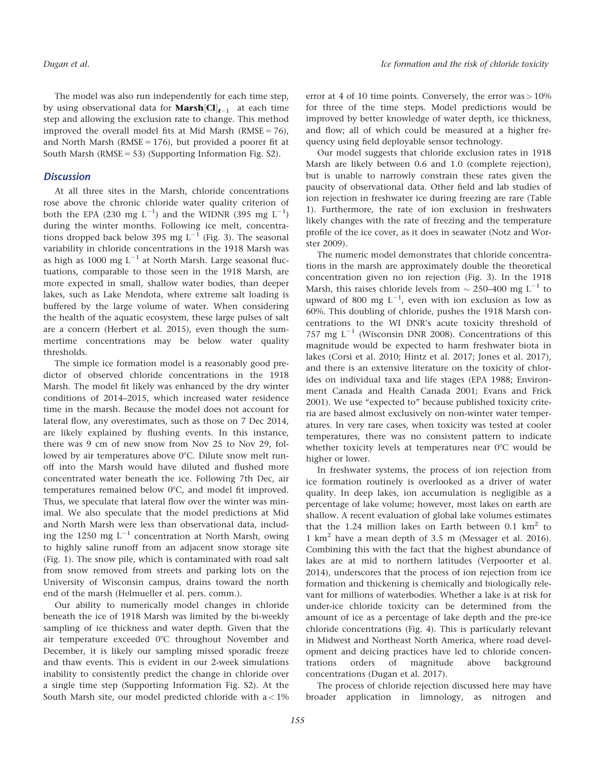The model was also run independently for each time step, by using observational data for $\mathbf{Marsh[Cl]}_{t-1}$ at each time step and allowing the exclusion rate to change. This method improved the overall model fits at Mid Marsh (RMSE = 76), and North Marsh (RMSE = 176), but provided a poorer fit at South Marsh (RMSE = 53) (Supporting Information Fig. S2).

## Discussion

At all three sites in the Marsh, chloride concentrations rose above the chronic chloride water quality criterion of both the EPA (230 mg $L^{-1}$) and the WIDNR (395 mg $L^{-1}$) during the winter months. Following ice melt, concentrations dropped back below 395 mg $L^{-1}$ (Fig. 3). The seasonal variability in chloride concentrations in the 1918 Marsh was as high as 1000 mg $L^{-1}$ at North Marsh. Large seasonal fluctuations, comparable to those seen in the 1918 Marsh, are more expected in small, shallow water bodies, than deeper lakes, such as Lake Mendota, where extreme salt loading is buffered by the large volume of water. When considering the health of the aquatic ecosystem, these large pulses of salt are a concern (Herbert et al. 2015), even though the summertime concentrations may be below water quality thresholds.

The simple ice formation model is a reasonably good predictor of observed chloride concentrations in the 1918 Marsh. The model fit likely was enhanced by the dry winter conditions of 2014–2015, which increased water residence time in the marsh. Because the model does not account for lateral flow, any overestimates, such as those on 7 Dec 2014, are likely explained by flushing events. In this instance, there was 9 cm of new snow from Nov 25 to Nov 29, followed by air temperatures above 0°C. Dilute snow melt runoff into the Marsh would have diluted and flushed more concentrated water beneath the ice. Following 7th Dec, air temperatures remained below 0°C, and model fit improved. Thus, we speculate that lateral flow over the winter was minimal. We also speculate that the model predictions at Mid and North Marsh were less than observational data, including the 1250 mg $L^{-1}$ concentration at North Marsh, owing to highly saline runoff from an adjacent snow storage site (Fig. 1). The snow pile, which is contaminated with road salt from snow removed from streets and parking lots on the University of Wisconsin campus, drains toward the north end of the marsh (Helmueller et al. pers. comm.).

Our ability to numerically model changes in chloride beneath the ice of 1918 Marsh was limited by the bi-weekly sampling of ice thickness and water depth. Given that the air temperature exceeded 0°C throughout November and December, it is likely our sampling missed sporadic freeze and thaw events. This is evident in our 2-week simulations inability to consistently predict the change in chloride over a single time step (Supporting Information Fig. S2). At the South Marsh site, our model predicted chloride with a $< 1\%$ error at 4 of 10 time points. Conversely, the error was $> 10\%$ for three of the time steps. Model predictions would be improved by better knowledge of water depth, ice thickness, and flow; all of which could be measured at a higher frequency using field deployable sensor technology.

Our model suggests that chloride exclusion rates in 1918 Marsh are likely between 0.6 and 1.0 (complete rejection), but is unable to narrowly constrain these rates given the paucity of observational data. Other field and lab studies of ion rejection in freshwater ice during freezing are rare (Table 1). Furthermore, the rate of ion exclusion in freshwaters likely changes with the rate of freezing and the temperature profile of the ice cover, as it does in seawater (Notz and Worster 2009).

The numeric model demonstrates that chloride concentrations in the marsh are approximately double the theoretical concentration given no ion rejection (Fig. 3). In the 1918 Marsh, this raises chloride levels from ~ 250–400 mg $L^{-1}$ to upward of 800 mg $L^{-1}$, even with ion exclusion as low as 60%. This doubling of chloride, pushes the 1918 Marsh concentrations to the WI DNR's acute toxicity threshold of 757 mg $L^{-1}$ (Wisconsin DNR 2008). Concentrations of this magnitude would be expected to harm freshwater biota in lakes (Corsi et al. 2010; Hintz et al. 2017; Jones et al. 2017), and there is an extensive literature on the toxicity of chlorides on individual taxa and life stages (EPA 1988; Environment Canada and Health Canada 2001; Evans and Frick 2001). We use "expected to" because published toxicity criteria are based almost exclusively on non-winter water temperatures. In very rare cases, when toxicity was tested at cooler temperatures, there was no consistent pattern to indicate whether toxicity levels at temperatures near 0°C would be higher or lower.

In freshwater systems, the process of ion rejection from ice formation routinely is overlooked as a driver of water quality. In deep lakes, ion accumulation is negligible as a percentage of lake volume; however, most lakes on earth are shallow. A recent evaluation of global lake volumes estimates that the 1.24 million lakes on Earth between 0.1 $km^2$ to 1 $km^2$ have a mean depth of 3.5 m (Messager et al. 2016). Combining this with the fact that the highest abundance of lakes are at mid to northern latitudes (Verpoorter et al. 2014), underscores that the process of ion rejection from ice formation and thickening is chemically and biologically relevant for millions of waterbodies. Whether a lake is at risk for under-ice chloride toxicity can be determined from the amount of ice as a percentage of lake depth and the pre-ice chloride concentrations (Fig. 4). This is particularly relevant in Midwest and Northeast North America, where road development and deicing practices have led to chloride concentrations orders of magnitude above background concentrations (Dugan et al. 2017).

The process of chloride rejection discussed here may have broader application in limnology, as nitrogen and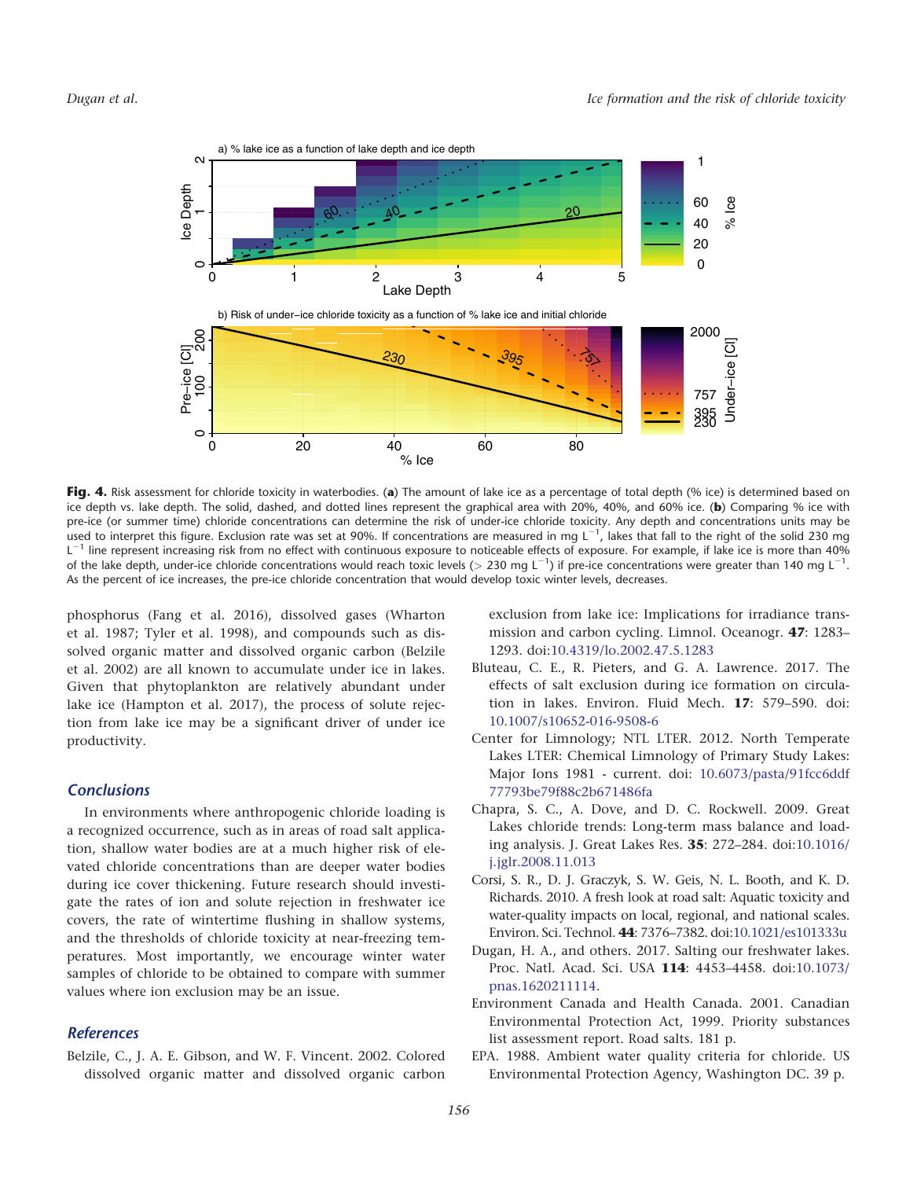**Fig. 4.** Risk assessment for chloride toxicity in waterbodies. (**a**) The amount of lake ice as a percentage of total depth (% ice) is determined based on ice depth vs. lake depth. The solid, dashed, and dotted lines represent the graphical area with 20%, 40%, and 60% ice. (**b**) Comparing % ice with pre-ice (or summer time) chloride concentrations can determine the risk of under-ice chloride toxicity. Any depth and concentrations units may be used to interpret this figure. Exclusion rate was set at 90%. If concentrations are measured in mg $L^{-1}$, lakes that fall to the right of the solid 230 mg $L^{-1}$ line represent increasing risk from no effect with continuous exposure to noticeable effects of exposure. For example, if lake ice is more than 40% of the lake depth, under-ice chloride concentrations would reach toxic levels (> 230 mg $L^{-1}$) if pre-ice concentrations were greater than 140 mg $L^{-1}$. As the percent of ice increases, the pre-ice chloride concentration that would develop toxic winter levels, decreases.

phosphorus (Fang et al. 2016), dissolved gases (Wharton et al. 1987; Tyler et al. 1998), and compounds such as dissolved organic matter and dissolved organic carbon (Belzile et al. 2002) are all known to accumulate under ice in lakes. Given that phytoplankton are relatively abundant under lake ice (Hampton et al. 2017), the process of solute rejection from lake ice may be a significant driver of under ice productivity.

## Conclusions

In environments where anthropogenic chloride loading is a recognized occurrence, such as in areas of road salt application, shallow water bodies are at a much higher risk of elevated chloride concentrations than are deeper water bodies during ice cover thickening. Future research should investigate the rates of ion and solute rejection in freshwater ice covers, the rate of wintertime flushing in shallow systems, and the thresholds of chloride toxicity at near-freezing temperatures. Most importantly, we encourage winter water samples of chloride to be obtained to compare with summer values where ion exclusion may be an issue.

## References

Belzile, C., J. A. E. Gibson, and W. F. Vincent. 2002. Colored dissolved organic matter and dissolved organic carbon exclusion from lake ice: Implications for irradiance transmission and carbon cycling. Limnol. Oceanogr. **47**: 1283–1293. doi:10.4319/lo.2002.47.5.1283

Bluteau, C. E., R. Pieters, and G. A. Lawrence. 2017. The effects of salt exclusion during ice formation on circulation in lakes. Environ. Fluid Mech. **17**: 579–590. doi: 10.1007/s10652-016-9508-6

Center for Limnology; NTL LTER. 2012. North Temperate Lakes LTER: Chemical Limnology of Primary Study Lakes: Major Ions 1981 - current. doi: 10.6073/pasta/91fcc6ddf77793be79f88c2b671486fa

Chapra, S. C., A. Dove, and D. C. Rockwell. 2009. Great Lakes chloride trends: Long-term mass balance and loading analysis. J. Great Lakes Res. **35**: 272–284. doi:10.1016/j.jglr.2008.11.013

Corsi, S. R., D. J. Graczyk, S. W. Geis, N. L. Booth, and K. D. Richards. 2010. A fresh look at road salt: Aquatic toxicity and water-quality impacts on local, regional, and national scales. Environ. Sci. Technol. **44**: 7376–7382. doi:10.1021/es101333u

Dugan, H. A., and others. 2017. Salting our freshwater lakes. Proc. Natl. Acad. Sci. USA **114**: 4453–4458. doi:10.1073/pnas.1620211114.

Environment Canada and Health Canada. 2001. Canadian Environmental Protection Act, 1999. Priority substances list assessment report. Road salts. 181 p.

EPA. 1988. Ambient water quality criteria for chloride. US Environmental Protection Agency, Washington DC. 39 p.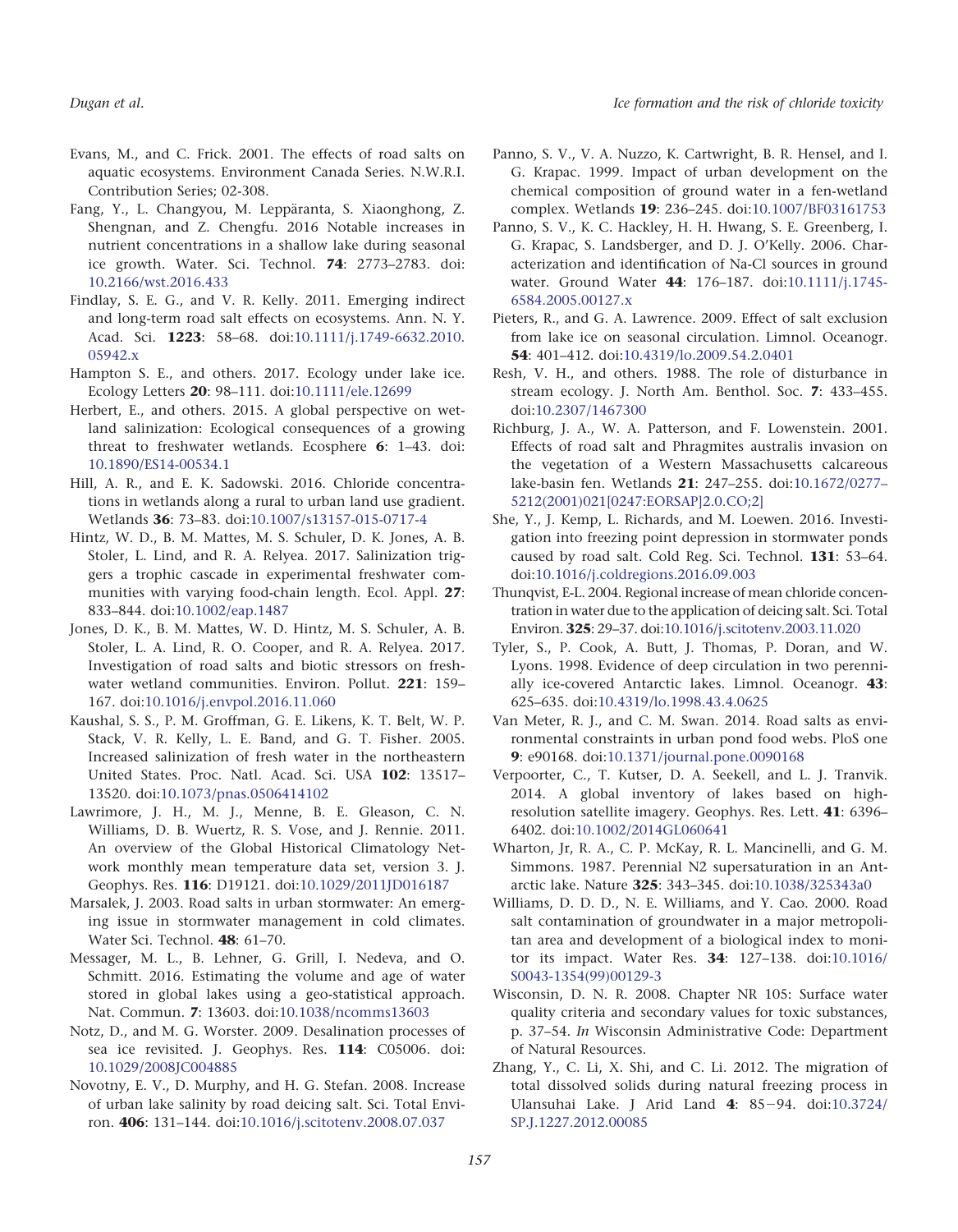Evans, M., and C. Frick. 2001. The effects of road salts on aquatic ecosystems. Environment Canada Series. N.W.R.I. Contribution Series; 02-308.

Fang, Y., L. Changyou, M. Leppäranta, S. Xiaonghong, Z. Shengnan, and Z. Chengfu. 2016 Notable increases in nutrient concentrations in a shallow lake during seasonal ice growth. Water. Sci. Technol. **74**: 2773–2783. doi:10.2166/wst.2016.433

Findlay, S. E. G., and V. R. Kelly. 2011. Emerging indirect and long-term road salt effects on ecosystems. Ann. N. Y. Acad. Sci. **1223**: 58–68. doi:10.1111/j.1749-6632.2010.05942.x

Hampton S. E., and others. 2017. Ecology under lake ice. Ecology Letters **20**: 98–111. doi:10.1111/ele.12699

Herbert, E., and others. 2015. A global perspective on wetland salinization: Ecological consequences of a growing threat to freshwater wetlands. Ecosphere **6**: 1–43. doi:10.1890/ES14-00534.1

Hill, A. R., and E. K. Sadowski. 2016. Chloride concentrations in wetlands along a rural to urban land use gradient. Wetlands **36**: 73–83. doi:10.1007/s13157-015-0717-4

Hintz, W. D., B. M. Mattes, M. S. Schuler, D. K. Jones, A. B. Stoler, L. Lind, and R. A. Relyea. 2017. Salinization triggers a trophic cascade in experimental freshwater communities with varying food-chain length. Ecol. Appl. **27**: 833–844. doi:10.1002/eap.1487

Jones, D. K., B. M. Mattes, W. D. Hintz, M. S. Schuler, A. B. Stoler, L. A. Lind, R. O. Cooper, and R. A. Relyea. 2017. Investigation of road salts and biotic stressors on freshwater wetland communities. Environ. Pollut. **221**: 159–167. doi:10.1016/j.envpol.2016.11.060

Kaushal, S. S., P. M. Groffman, G. E. Likens, K. T. Belt, W. P. Stack, V. R. Kelly, L. E. Band, and G. T. Fisher. 2005. Increased salinization of fresh water in the northeastern United States. Proc. Natl. Acad. Sci. USA **102**: 13517–13520. doi:10.1073/pnas.0506414102

Lawrimore, J. H., M. J., Menne, B. E. Gleason, C. N. Williams, D. B. Wuertz, R. S. Vose, and J. Rennie. 2011. An overview of the Global Historical Climatology Network monthly mean temperature data set, version 3. J. Geophys. Res. **116**: D19121. doi:10.1029/2011JD016187

Marsalek, J. 2003. Road salts in urban stormwater: An emerging issue in stormwater management in cold climates. Water Sci. Technol. **48**: 61–70.

Messager, M. L., B. Lehner, G. Grill, I. Nedeva, and O. Schmitt. 2016. Estimating the volume and age of water stored in global lakes using a geo-statistical approach. Nat. Commun. **7**: 13603. doi:10.1038/ncomms13603

Notz, D., and M. G. Worster. 2009. Desalination processes of sea ice revisited. J. Geophys. Res. **114**: C05006. doi:10.1029/2008JC004885

Novotny, E. V., D. Murphy, and H. G. Stefan. 2008. Increase of urban lake salinity by road deicing salt. Sci. Total Environ. **406**: 131–144. doi:10.1016/j.scitotenv.2008.07.037

Panno, S. V., V. A. Nuzzo, K. Cartwright, B. R. Hensel, and I. G. Krapac. 1999. Impact of urban development on the chemical composition of ground water in a fen-wetland complex. Wetlands **19**: 236–245. doi:10.1007/BF03161753

Panno, S. V., K. C. Hackley, H. H. Hwang, S. E. Greenberg, I. G. Krapac, S. Landsberger, and D. J. O'Kelly. 2006. Characterization and identification of Na-Cl sources in ground water. Ground Water **44**: 176–187. doi:10.1111/j.1745-6584.2005.00127.x

Pieters, R., and G. A. Lawrence. 2009. Effect of salt exclusion from lake ice on seasonal circulation. Limnol. Oceanogr. **54**: 401–412. doi:10.4319/lo.2009.54.2.0401

Resh, V. H., and others. 1988. The role of disturbance in stream ecology. J. North Am. Benthol. Soc. **7**: 433–455. doi:10.2307/1467300

Richburg, J. A., W. A. Patterson, and F. Lowenstein. 2001. Effects of road salt and Phragmites australis invasion on the vegetation of a Western Massachusetts calcareous lake-basin fen. Wetlands **21**: 247–255. doi:10.1672/0277–5212(2001)021[0247:EORSAP]2.0.CO;2]

She, Y., J. Kemp, L. Richards, and M. Loewen. 2016. Investigation into freezing point depression in stormwater ponds caused by road salt. Cold Reg. Sci. Technol. **131**: 53–64. doi:10.1016/j.coldregions.2016.09.003

Thunqvist, E-L. 2004. Regional increase of mean chloride concentration in water due to the application of deicing salt. Sci. Total Environ. **325**: 29–37. doi:10.1016/j.scitotenv.2003.11.020

Tyler, S., P. Cook, A. Butt, J. Thomas, P. Doran, and W. Lyons. 1998. Evidence of deep circulation in two perennially ice-covered Antarctic lakes. Limnol. Oceanogr. **43**: 625–635. doi:10.4319/lo.1998.43.4.0625

Van Meter, R. J., and C. M. Swan. 2014. Road salts as environmental constraints in urban pond food webs. PloS one **9**: e90168. doi:10.1371/journal.pone.0090168

Verpoorter, C., T. Kutser, D. A. Seekell, and L. J. Tranvik. 2014. A global inventory of lakes based on high-resolution satellite imagery. Geophys. Res. Lett. **41**: 6396–6402. doi:10.1002/2014GL060641

Wharton, Jr, R. A., C. P. McKay, R. L. Mancinelli, and G. M. Simmons. 1987. Perennial N2 supersaturation in an Antarctic lake. Nature **325**: 343–345. doi:10.1038/325343a0

Williams, D. D. D., N. E. Williams, and Y. Cao. 2000. Road salt contamination of groundwater in a major metropolitan area and development of a biological index to monitor its impact. Water Res. **34**: 127–138. doi:10.1016/S0043-1354(99)00129-3

Wisconsin, D. N. R. 2008. Chapter NR 105: Surface water quality criteria and secondary values for toxic substances, p. 37–54. *In* Wisconsin Administrative Code: Department of Natural Resources.

Zhang, Y., C. Li, X. Shi, and C. Li. 2012. The migration of total dissolved solids during natural freezing process in Ulansuhai Lake. J Arid Land **4**: 85−94. doi:10.3724/SP.J.1227.2012.00085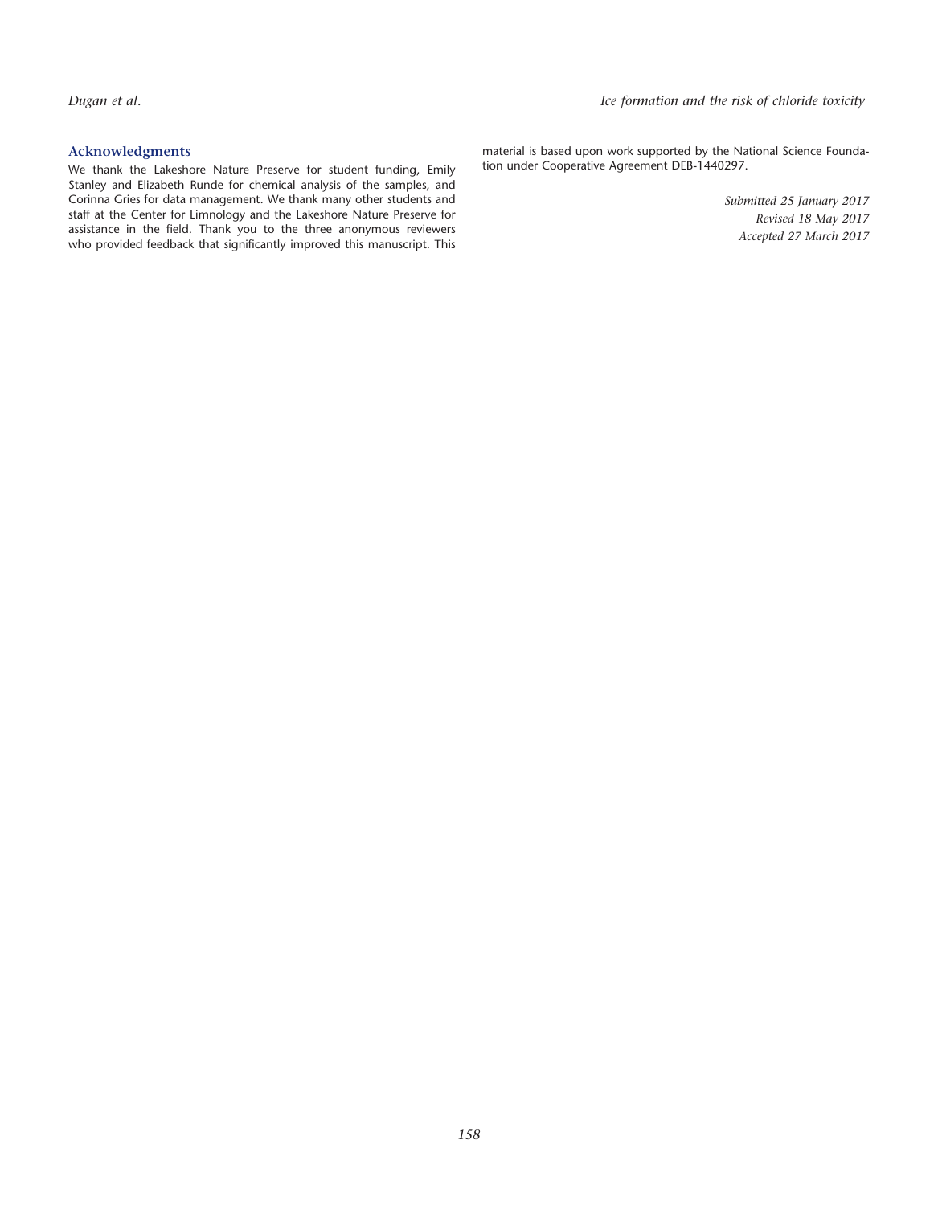## Acknowledgments

We thank the Lakeshore Nature Preserve for student funding, Emily Stanley and Elizabeth Runde for chemical analysis of the samples, and Corinna Gries for data management. We thank many other students and staff at the Center for Limnology and the Lakeshore Nature Preserve for assistance in the field. Thank you to the three anonymous reviewers who provided feedback that significantly improved this manuscript. This material is based upon work supported by the National Science Foundation under Cooperative Agreement DEB-1440297.

*Submitted 25 January 2017*
*Revised 18 May 2017*
*Accepted 27 March 2017*